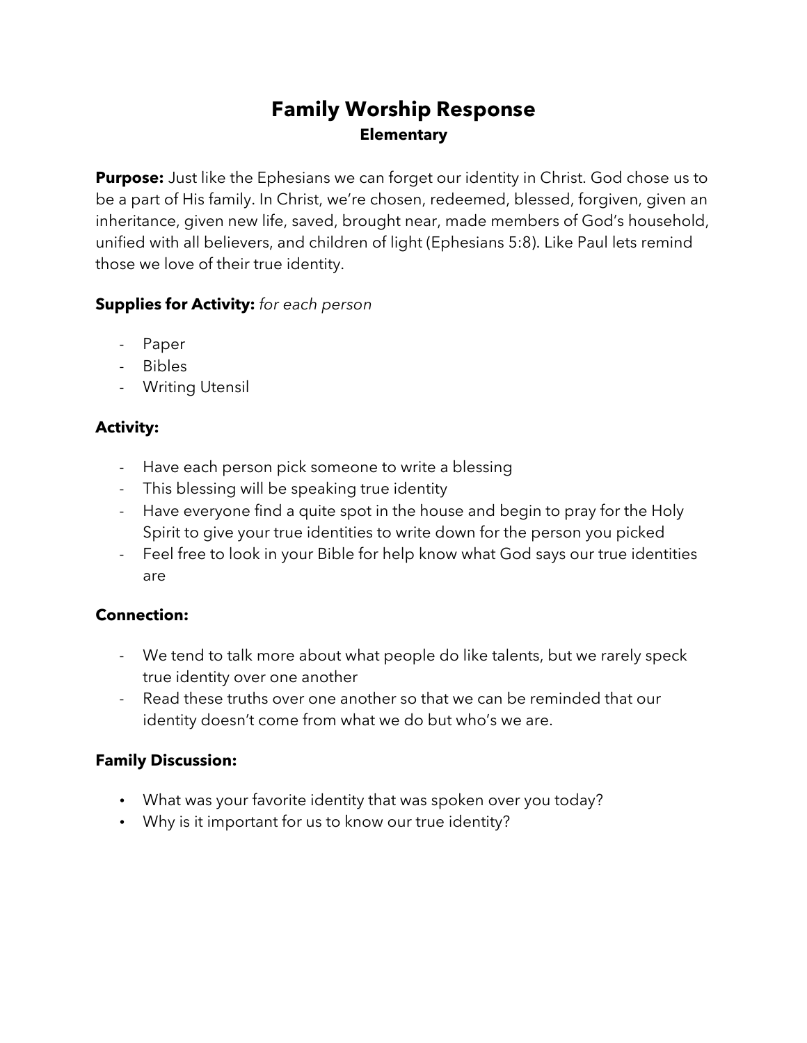# Family Worship Response
## Elementary

**Purpose:** Just like the Ephesians we can forget our identity in Christ. God chose us to be a part of His family. In Christ, we're chosen, redeemed, blessed, forgiven, given an inheritance, given new life, saved, brought near, made members of God's household, unified with all believers, and children of light (Ephesians 5:8). Like Paul lets remind those we love of their true identity.

**Supplies for Activity:** *for each person*

- Paper
- Bibles
- Writing Utensil

**Activity:**

- Have each person pick someone to write a blessing
- This blessing will be speaking true identity
- Have everyone find a quite spot in the house and begin to pray for the Holy Spirit to give your true identities to write down for the person you picked
- Feel free to look in your Bible for help know what God says our true identities are

**Connection:**

- We tend to talk more about what people do like talents, but we rarely speck true identity over one another
- Read these truths over one another so that we can be reminded that our identity doesn't come from what we do but who's we are.

**Family Discussion:**

- What was your favorite identity that was spoken over you today?
- Why is it important for us to know our true identity?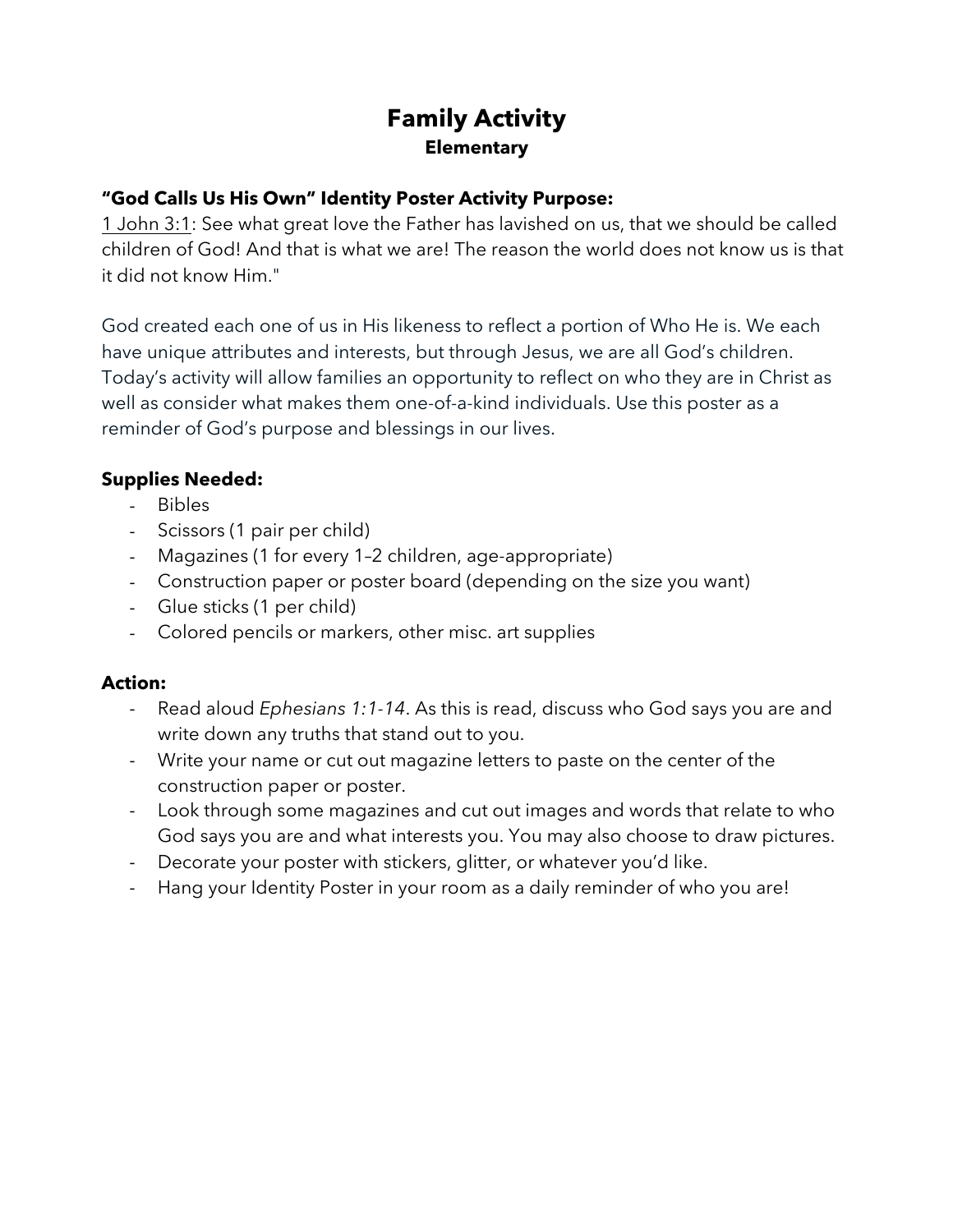# Family Activity

## Elementary

### "God Calls Us His Own" Identity Poster Activity Purpose:

1 John 3:1: See what great love the Father has lavished on us, that we should be called children of God! And that is what we are! The reason the world does not know us is that it did not know Him."

God created each one of us in His likeness to reflect a portion of Who He is. We each have unique attributes and interests, but through Jesus, we are all God's children. Today's activity will allow families an opportunity to reflect on who they are in Christ as well as consider what makes them one-of-a-kind individuals. Use this poster as a reminder of God's purpose and blessings in our lives.

### Supplies Needed:

- Bibles
- Scissors (1 pair per child)
- Magazines (1 for every 1–2 children, age-appropriate)
- Construction paper or poster board (depending on the size you want)
- Glue sticks (1 per child)
- Colored pencils or markers, other misc. art supplies

### Action:

- Read aloud *Ephesians 1:1-14*. As this is read, discuss who God says you are and write down any truths that stand out to you.
- Write your name or cut out magazine letters to paste on the center of the construction paper or poster.
- Look through some magazines and cut out images and words that relate to who God says you are and what interests you. You may also choose to draw pictures.
- Decorate your poster with stickers, glitter, or whatever you'd like.
- Hang your Identity Poster in your room as a daily reminder of who you are!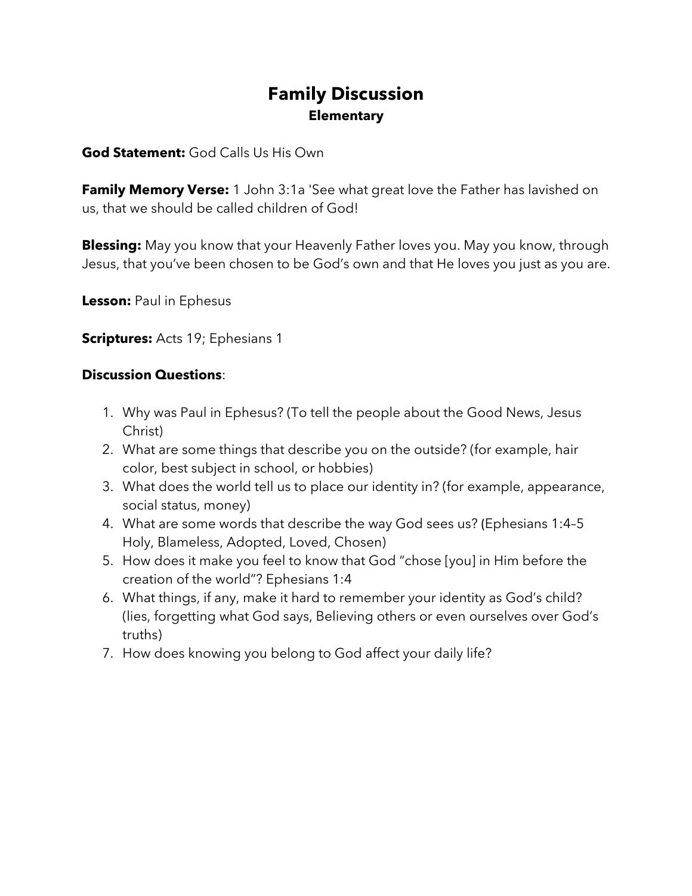# Family Discussion
### Elementary

**God Statement:** God Calls Us His Own

**Family Memory Verse:** 1 John 3:1a 'See what great love the Father has lavished on us, that we should be called children of God!

**Blessing:** May you know that your Heavenly Father loves you. May you know, through Jesus, that you've been chosen to be God's own and that He loves you just as you are.

**Lesson:** Paul in Ephesus

**Scriptures:** Acts 19; Ephesians 1

**Discussion Questions**:

1. Why was Paul in Ephesus? (To tell the people about the Good News, Jesus Christ)
2. What are some things that describe you on the outside? (for example, hair color, best subject in school, or hobbies)
3. What does the world tell us to place our identity in? (for example, appearance, social status, money)
4. What are some words that describe the way God sees us? (Ephesians 1:4–5 Holy, Blameless, Adopted, Loved, Chosen)
5. How does it make you feel to know that God "chose [you] in Him before the creation of the world"? Ephesians 1:4
6. What things, if any, make it hard to remember your identity as God's child? (lies, forgetting what God says, Believing others or even ourselves over God's truths)
7. How does knowing you belong to God affect your daily life?